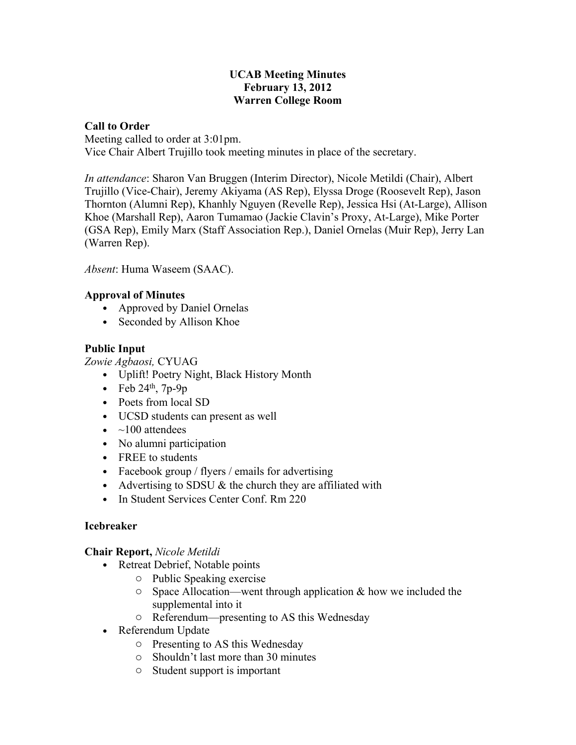**UCAB Meeting Minutes**
**February 13, 2012**
**Warren College Room**

### Call to Order

Meeting called to order at 3:01pm.
Vice Chair Albert Trujillo took meeting minutes in place of the secretary.

*In attendance*: Sharon Van Bruggen (Interim Director), Nicole Metildi (Chair), Albert Trujillo (Vice-Chair), Jeremy Akiyama (AS Rep), Elyssa Droge (Roosevelt Rep), Jason Thornton (Alumni Rep), Khanhly Nguyen (Revelle Rep), Jessica Hsi (At-Large), Allison Khoe (Marshall Rep), Aaron Tumamao (Jackie Clavin's Proxy, At-Large), Mike Porter (GSA Rep), Emily Marx (Staff Association Rep.), Daniel Ornelas (Muir Rep), Jerry Lan (Warren Rep).

*Absent*: Huma Waseem (SAAC).

### Approval of Minutes

- Approved by Daniel Ornelas
- Seconded by Allison Khoe

### Public Input

*Zowie Agbaosi,* CYUAG

- Uplift! Poetry Night, Black History Month
- Feb 24th, 7p-9p
- Poets from local SD
- UCSD students can present as well
- ~100 attendees
- No alumni participation
- FREE to students
- Facebook group / flyers / emails for advertising
- Advertising to SDSU & the church they are affiliated with
- In Student Services Center Conf. Rm 220

### Icebreaker

### Chair Report, *Nicole Metildi*

- Retreat Debrief, Notable points
  - Public Speaking exercise
  - Space Allocation—went through application & how we included the supplemental into it
  - Referendum—presenting to AS this Wednesday
- Referendum Update
  - Presenting to AS this Wednesday
  - Shouldn't last more than 30 minutes
  - Student support is important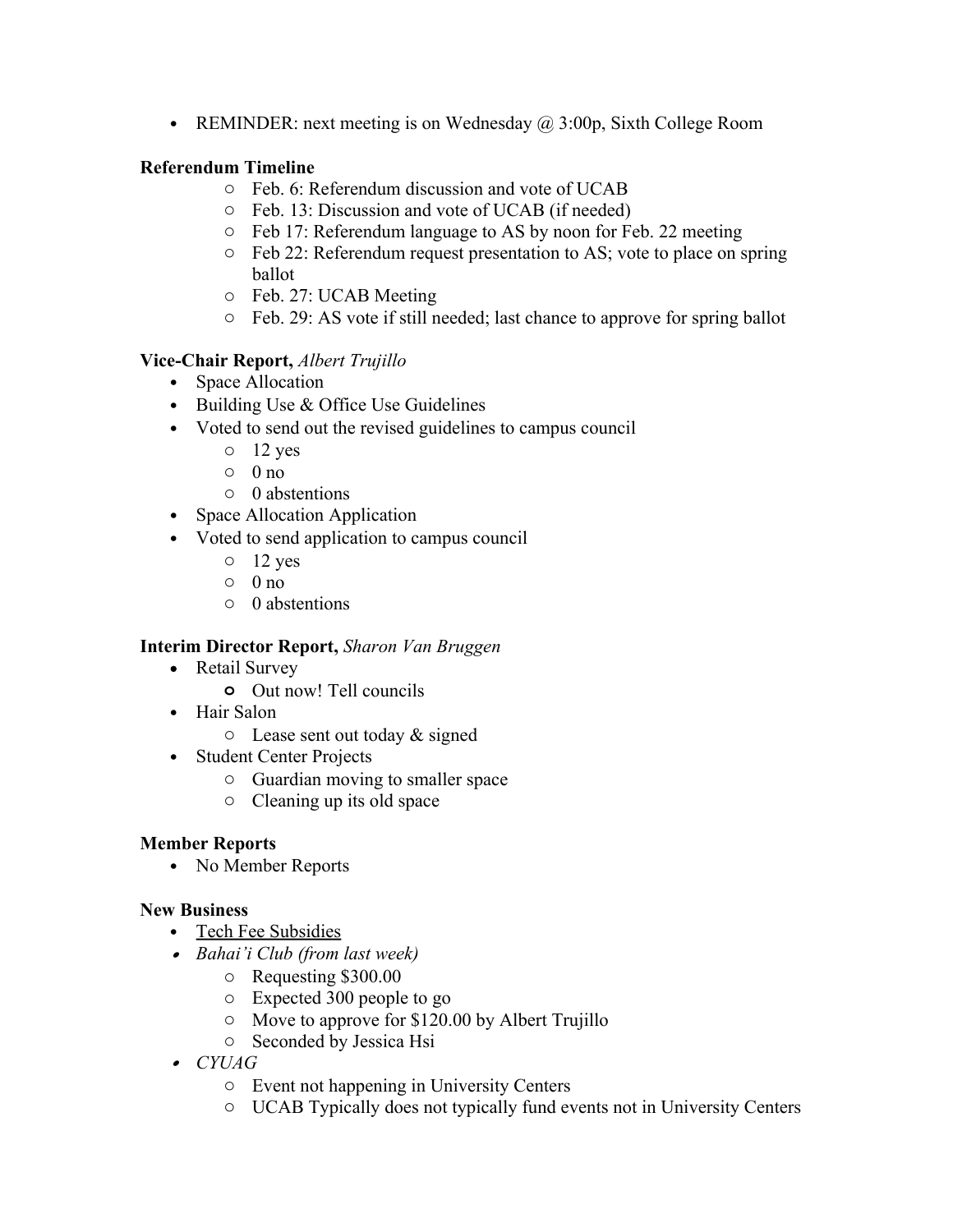- REMINDER: next meeting is on Wednesday @ 3:00p, Sixth College Room

**Referendum Timeline**

- Feb. 6: Referendum discussion and vote of UCAB
- Feb. 13: Discussion and vote of UCAB (if needed)
- Feb 17: Referendum language to AS by noon for Feb. 22 meeting
- Feb 22: Referendum request presentation to AS; vote to place on spring ballot
- Feb. 27: UCAB Meeting
- Feb. 29: AS vote if still needed; last chance to approve for spring ballot

**Vice-Chair Report,** *Albert Trujillo*

- Space Allocation
- Building Use & Office Use Guidelines
- Voted to send out the revised guidelines to campus council
  - 12 yes
  - 0 no
  - 0 abstentions
- Space Allocation Application
- Voted to send application to campus council
  - 12 yes
  - 0 no
  - 0 abstentions

**Interim Director Report,** *Sharon Van Bruggen*

- Retail Survey
  - Out now! Tell councils
- Hair Salon
  - Lease sent out today & signed
- Student Center Projects
  - Guardian moving to smaller space
  - Cleaning up its old space

**Member Reports**

- No Member Reports

**New Business**

- <u>Tech Fee Subsidies</u>
- *Bahai'i Club (from last week)*
  - Requesting $300.00
  - Expected 300 people to go
  - Move to approve for $120.00 by Albert Trujillo
  - Seconded by Jessica Hsi
- *CYUAG*
  - Event not happening in University Centers
  - UCAB Typically does not typically fund events not in University Centers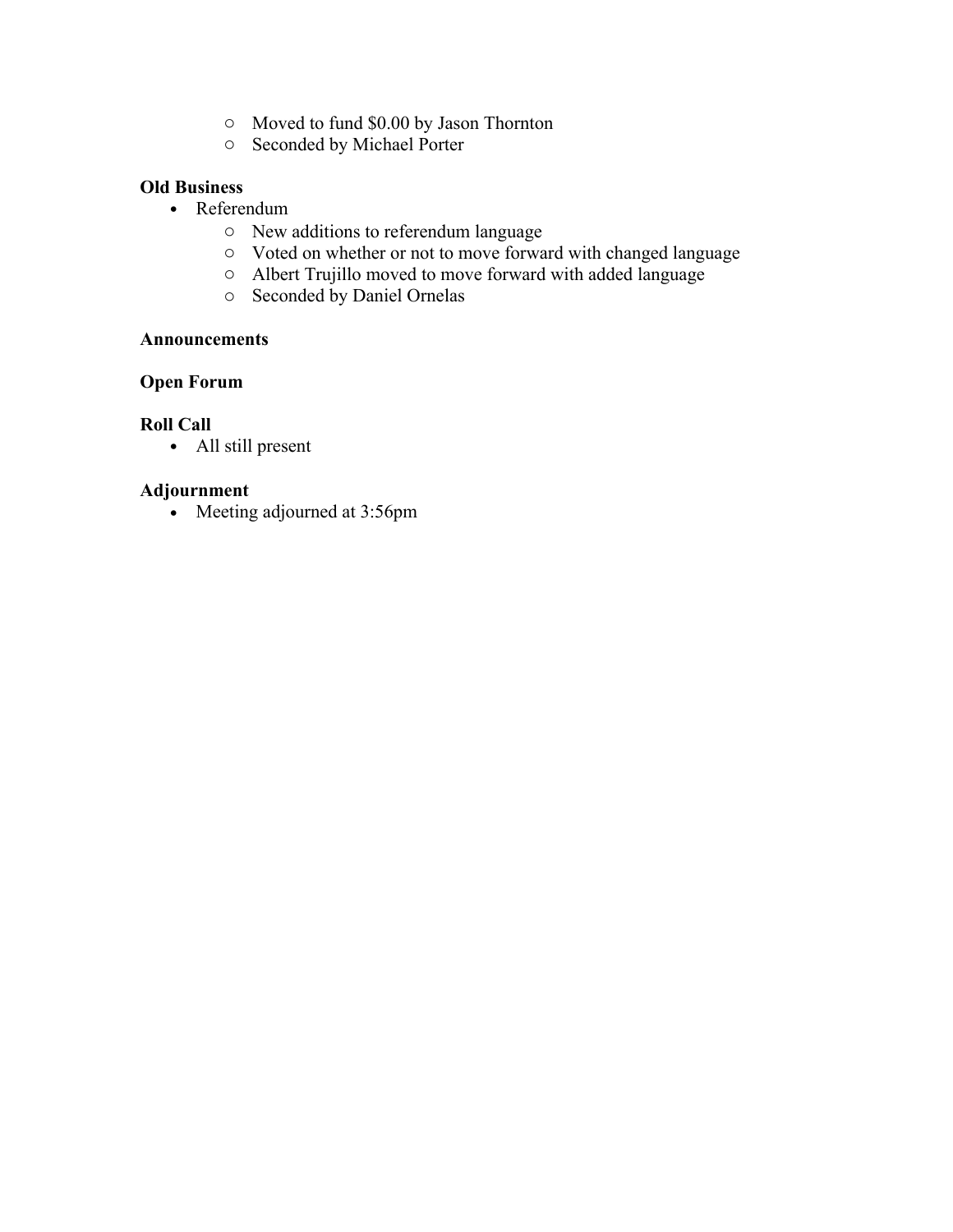- Moved to fund $0.00 by Jason Thornton
  - Seconded by Michael Porter

**Old Business**

- Referendum
  - New additions to referendum language
  - Voted on whether or not to move forward with changed language
  - Albert Trujillo moved to move forward with added language
  - Seconded by Daniel Ornelas

**Announcements**

**Open Forum**

**Roll Call**

- All still present

**Adjournment**

- Meeting adjourned at 3:56pm